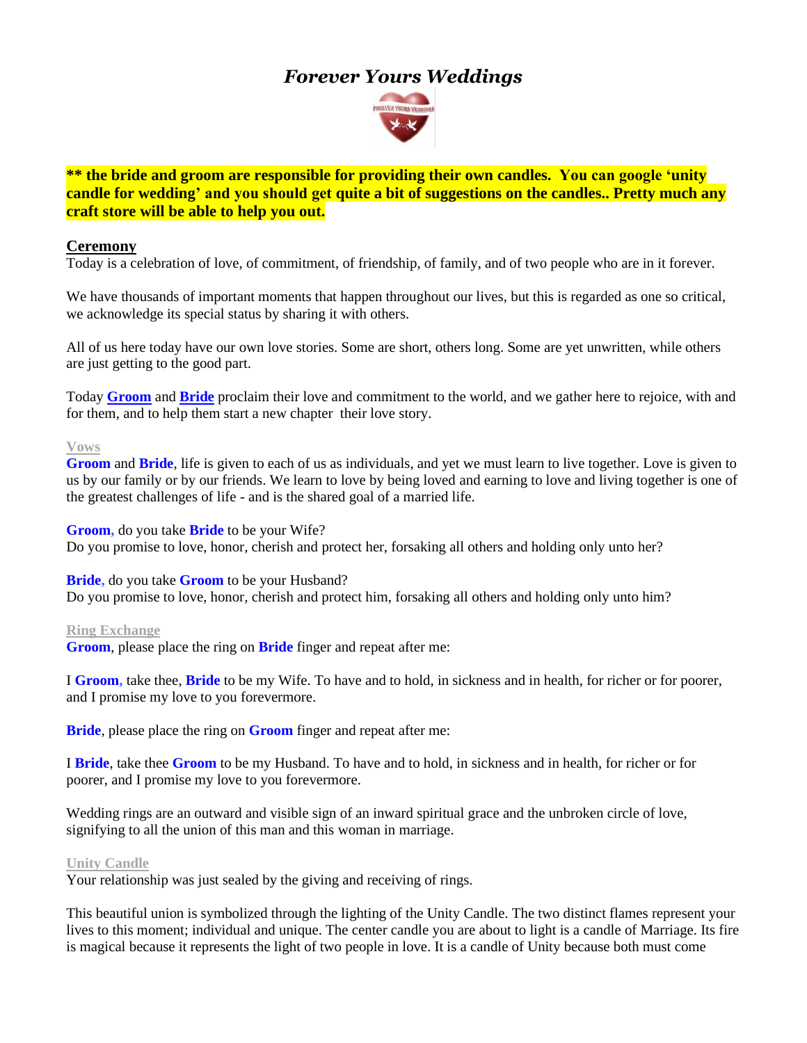# *Forever Yours Weddings*

**** the bride and groom are responsible for providing their own candles. You can google 'unity candle for wedding' and you should get quite a bit of suggestions on the candles.. Pretty much any craft store will be able to help you out.**

## Ceremony

Today is a celebration of love, of commitment, of friendship, of family, and of two people who are in it forever.

We have thousands of important moments that happen throughout our lives, but this is regarded as one so critical, we acknowledge its special status by sharing it with others.

All of us here today have our own love stories. Some are short, others long. Some are yet unwritten, while others are just getting to the good part.

Today **Groom** and **Bride** proclaim their love and commitment to the world, and we gather here to rejoice, with and for them, and to help them start a new chapter their love story.

### Vows

**Groom** and **Bride**, life is given to each of us as individuals, and yet we must learn to live together. Love is given to us by our family or by our friends. We learn to love by being loved and earning to love and living together is one of the greatest challenges of life - and is the shared goal of a married life.

**Groom,** do you take **Bride** to be your Wife?
Do you promise to love, honor, cherish and protect her, forsaking all others and holding only unto her?

**Bride,** do you take **Groom** to be your Husband?
Do you promise to love, honor, cherish and protect him, forsaking all others and holding only unto him?

### Ring Exchange

**Groom**, please place the ring on **Bride** finger and repeat after me:

I **Groom,** take thee, **Bride** to be my Wife. To have and to hold, in sickness and in health, for richer or for poorer, and I promise my love to you forevermore.

**Bride**, please place the ring on **Groom** finger and repeat after me:

I **Bride**, take thee **Groom** to be my Husband. To have and to hold, in sickness and in health, for richer or for poorer, and I promise my love to you forevermore.

Wedding rings are an outward and visible sign of an inward spiritual grace and the unbroken circle of love, signifying to all the union of this man and this woman in marriage.

### Unity Candle

Your relationship was just sealed by the giving and receiving of rings.

This beautiful union is symbolized through the lighting of the Unity Candle. The two distinct flames represent your lives to this moment; individual and unique. The center candle you are about to light is a candle of Marriage. Its fire is magical because it represents the light of two people in love. It is a candle of Unity because both must come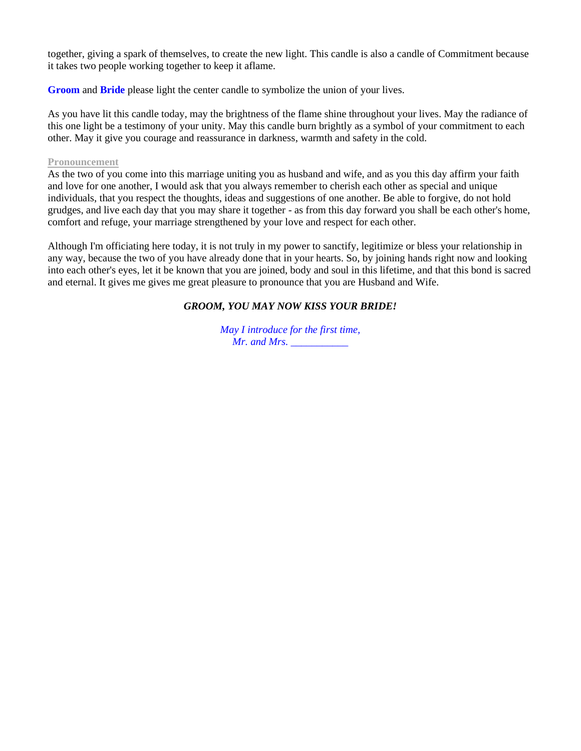together, giving a spark of themselves, to create the new light. This candle is also a candle of Commitment because it takes two people working together to keep it aflame.

**Groom** and **Bride** please light the center candle to symbolize the union of your lives.

As you have lit this candle today, may the brightness of the flame shine throughout your lives. May the radiance of this one light be a testimony of your unity. May this candle burn brightly as a symbol of your commitment to each other. May it give you courage and reassurance in darkness, warmth and safety in the cold.

**Pronouncement**

As the two of you come into this marriage uniting you as husband and wife, and as you this day affirm your faith and love for one another, I would ask that you always remember to cherish each other as special and unique individuals, that you respect the thoughts, ideas and suggestions of one another. Be able to forgive, do not hold grudges, and live each day that you may share it together - as from this day forward you shall be each other's home, comfort and refuge, your marriage strengthened by your love and respect for each other.

Although I'm officiating here today, it is not truly in my power to sanctify, legitimize or bless your relationship in any way, because the two of you have already done that in your hearts. So, by joining hands right now and looking into each other's eyes, let it be known that you are joined, body and soul in this lifetime, and that this bond is sacred and eternal. It gives me gives me great pleasure to pronounce that you are Husband and Wife.

***GROOM, YOU MAY NOW KISS YOUR BRIDE!***

*May I introduce for the first time,*
*Mr. and Mrs. ___________*